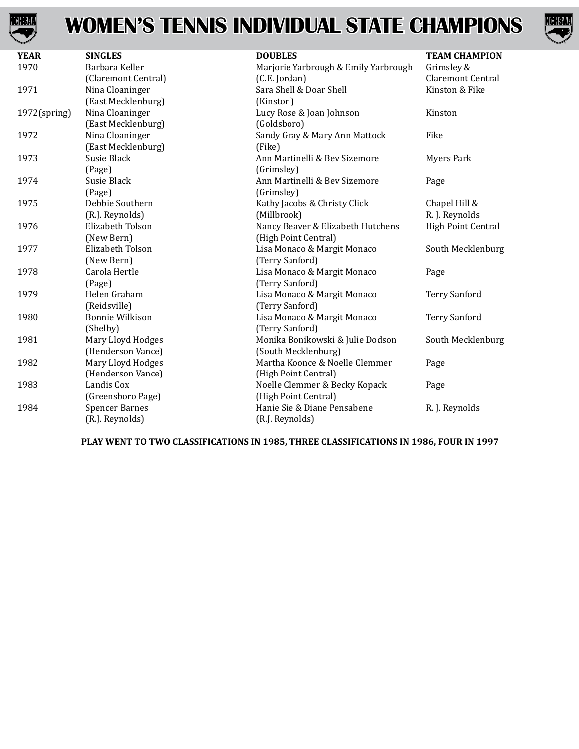# WOMEN'S TENNIS INDIVIDUAL STATE CHAMPIONS

| YEAR | SINGLES | DOUBLES | TEAM CHAMPION |
|---|---|---|---|
| 1970 | Barbara Keller (Claremont Central) | Marjorie Yarbrough & Emily Yarbrough (C.E. Jordan) | Grimsley & Claremont Central |
| 1971 | Nina Cloaninger (East Mecklenburg) | Sara Shell & Doar Shell (Kinston) | Kinston & Fike |
| 1972(spring) | Nina Cloaninger (East Mecklenburg) | Lucy Rose & Joan Johnson (Goldsboro) | Kinston |
| 1972 | Nina Cloaninger (East Mecklenburg) | Sandy Gray & Mary Ann Mattock (Fike) | Fike |
| 1973 | Susie Black (Page) | Ann Martinelli & Bev Sizemore (Grimsley) | Myers Park |
| 1974 | Susie Black (Page) | Ann Martinelli & Bev Sizemore (Grimsley) | Page |
| 1975 | Debbie Southern (R.J. Reynolds) | Kathy Jacobs & Christy Click (Millbrook) | Chapel Hill & R. J. Reynolds |
| 1976 | Elizabeth Tolson (New Bern) | Nancy Beaver & Elizabeth Hutchens (High Point Central) | High Point Central |
| 1977 | Elizabeth Tolson (New Bern) | Lisa Monaco & Margit Monaco (Terry Sanford) | South Mecklenburg |
| 1978 | Carola Hertle (Page) | Lisa Monaco & Margit Monaco (Terry Sanford) | Page |
| 1979 | Helen Graham (Reidsville) | Lisa Monaco & Margit Monaco (Terry Sanford) | Terry Sanford |
| 1980 | Bonnie Wilkison (Shelby) | Lisa Monaco & Margit Monaco (Terry Sanford) | Terry Sanford |
| 1981 | Mary Lloyd Hodges (Henderson Vance) | Monika Bonikowski & Julie Dodson (South Mecklenburg) | South Mecklenburg |
| 1982 | Mary Lloyd Hodges (Henderson Vance) | Martha Koonce & Noelle Clemmer (High Point Central) | Page |
| 1983 | Landis Cox (Greensboro Page) | Noelle Clemmer & Becky Kopack (High Point Central) | Page |
| 1984 | Spencer Barnes (R.J. Reynolds) | Hanie Sie & Diane Pensabene (R.J. Reynolds) | R. J. Reynolds |

**PLAY WENT TO TWO CLASSIFICATIONS IN 1985, THREE CLASSIFICATIONS IN 1986, FOUR IN 1997**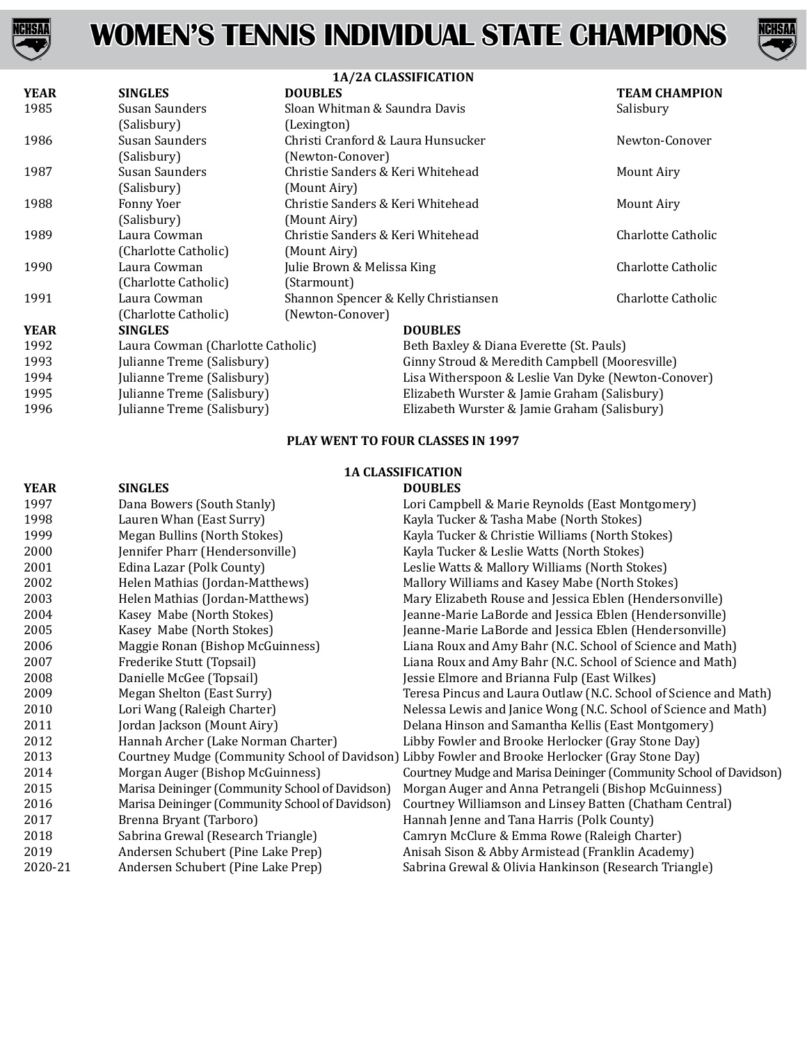# WOMEN'S TENNIS INDIVIDUAL STATE CHAMPIONS

## 1A/2A CLASSIFICATION

| YEAR | SINGLES | DOUBLES | TEAM CHAMPION |
|---|---|---|---|
| 1985 | Susan Saunders (Salisbury) | Sloan Whitman & Saundra Davis (Lexington) | Salisbury |
| 1986 | Susan Saunders (Salisbury) | Christi Cranford & Laura Hunsucker (Newton-Conover) | Newton-Conover |
| 1987 | Susan Saunders (Salisbury) | Christie Sanders & Keri Whitehead (Mount Airy) | Mount Airy |
| 1988 | Fonny Yoer (Salisbury) | Christie Sanders & Keri Whitehead (Mount Airy) | Mount Airy |
| 1989 | Laura Cowman (Charlotte Catholic) | Christie Sanders & Keri Whitehead (Mount Airy) | Charlotte Catholic |
| 1990 | Laura Cowman (Charlotte Catholic) | Julie Brown & Melissa King (Starmount) | Charlotte Catholic |
| 1991 | Laura Cowman (Charlotte Catholic) | Shannon Spencer & Kelly Christiansen (Newton-Conover) | Charlotte Catholic |

| YEAR | SINGLES | DOUBLES |
|---|---|---|
| 1992 | Laura Cowman (Charlotte Catholic) | Beth Baxley & Diana Everette (St. Pauls) |
| 1993 | Julianne Treme (Salisbury) | Ginny Stroud & Meredith Campbell (Mooresville) |
| 1994 | Julianne Treme (Salisbury) | Lisa Witherspoon & Leslie Van Dyke (Newton-Conover) |
| 1995 | Julianne Treme (Salisbury) | Elizabeth Wurster & Jamie Graham (Salisbury) |
| 1996 | Julianne Treme (Salisbury) | Elizabeth Wurster & Jamie Graham (Salisbury) |

**PLAY WENT TO FOUR CLASSES IN 1997**

## 1A CLASSIFICATION

| YEAR | SINGLES | DOUBLES |
|---|---|---|
| 1997 | Dana Bowers (South Stanly) | Lori Campbell & Marie Reynolds (East Montgomery) |
| 1998 | Lauren Whan (East Surry) | Kayla Tucker & Tasha Mabe (North Stokes) |
| 1999 | Megan Bullins (North Stokes) | Kayla Tucker & Christie Williams (North Stokes) |
| 2000 | Jennifer Pharr (Hendersonville) | Kayla Tucker & Leslie Watts (North Stokes) |
| 2001 | Edina Lazar (Polk County) | Leslie Watts & Mallory Williams (North Stokes) |
| 2002 | Helen Mathias (Jordan-Matthews) | Mallory Williams and Kasey Mabe (North Stokes) |
| 2003 | Helen Mathias (Jordan-Matthews) | Mary Elizabeth Rouse and Jessica Eblen (Hendersonville) |
| 2004 | Kasey Mabe (North Stokes) | Jeanne-Marie LaBorde and Jessica Eblen (Hendersonville) |
| 2005 | Kasey Mabe (North Stokes) | Jeanne-Marie LaBorde and Jessica Eblen (Hendersonville) |
| 2006 | Maggie Ronan (Bishop McGuinness) | Liana Roux and Amy Bahr (N.C. School of Science and Math) |
| 2007 | Frederike Stutt (Topsail) | Liana Roux and Amy Bahr (N.C. School of Science and Math) |
| 2008 | Danielle McGee (Topsail) | Jessie Elmore and Brianna Fulp (East Wilkes) |
| 2009 | Megan Shelton (East Surry) | Teresa Pincus and Laura Outlaw (N.C. School of Science and Math) |
| 2010 | Lori Wang (Raleigh Charter) | Nelessa Lewis and Janice Wong (N.C. School of Science and Math) |
| 2011 | Jordan Jackson (Mount Airy) | Delana Hinson and Samantha Kellis (East Montgomery) |
| 2012 | Hannah Archer (Lake Norman Charter) | Libby Fowler and Brooke Herlocker (Gray Stone Day) |
| 2013 | Courtney Mudge (Community School of Davidson) | Libby Fowler and Brooke Herlocker (Gray Stone Day) |
| 2014 | Morgan Auger (Bishop McGuinness) | Courtney Mudge and Marisa Deininger (Community School of Davidson) |
| 2015 | Marisa Deininger (Community School of Davidson) | Morgan Auger and Anna Petrangeli (Bishop McGuinness) |
| 2016 | Marisa Deininger (Community School of Davidson) | Courtney Williamson and Linsey Batten (Chatham Central) |
| 2017 | Brenna Bryant (Tarboro) | Hannah Jenne and Tana Harris (Polk County) |
| 2018 | Sabrina Grewal (Research Triangle) | Camryn McClure & Emma Rowe (Raleigh Charter) |
| 2019 | Andersen Schubert (Pine Lake Prep) | Anisah Sison & Abby Armistead (Franklin Academy) |
| 2020-21 | Andersen Schubert (Pine Lake Prep) | Sabrina Grewal & Olivia Hankinson (Research Triangle) |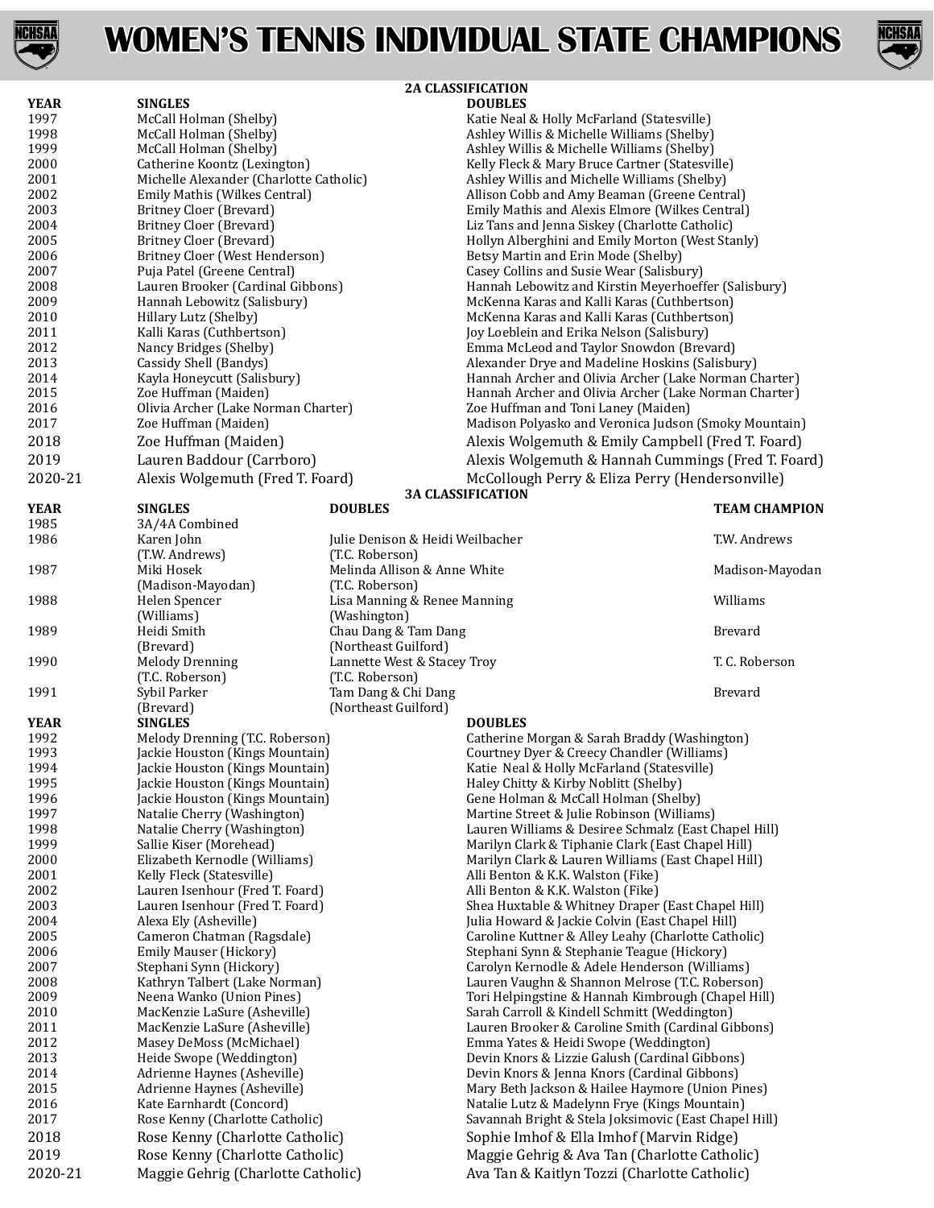# WOMEN'S TENNIS INDIVIDUAL STATE CHAMPIONS

## 2A CLASSIFICATION

| YEAR | SINGLES | DOUBLES |
|---|---|---|
| 1997 | McCall Holman (Shelby) | Katie Neal & Holly McFarland (Statesville) |
| 1998 | McCall Holman (Shelby) | Ashley Willis & Michelle Williams (Shelby) |
| 1999 | McCall Holman (Shelby) | Ashley Willis & Michelle Williams (Shelby) |
| 2000 | Catherine Koontz (Lexington) | Kelly Fleck & Mary Bruce Cartner (Statesville) |
| 2001 | Michelle Alexander (Charlotte Catholic) | Ashley Willis and Michelle Williams (Shelby) |
| 2002 | Emily Mathis (Wilkes Central) | Allison Cobb and Amy Beaman (Greene Central) |
| 2003 | Britney Cloer (Brevard) | Emily Mathis and Alexis Elmore (Wilkes Central) |
| 2004 | Britney Cloer (Brevard) | Liz Tans and Jenna Siskey (Charlotte Catholic) |
| 2005 | Britney Cloer (Brevard) | Hollyn Alberghini and Emily Morton (West Stanly) |
| 2006 | Britney Cloer (West Henderson) | Betsy Martin and Erin Mode (Shelby) |
| 2007 | Puja Patel (Greene Central) | Casey Collins and Susie Wear (Salisbury) |
| 2008 | Lauren Brooker (Cardinal Gibbons) | Hannah Lebowitz and Kirstin Meyerhoeffer (Salisbury) |
| 2009 | Hannah Lebowitz (Salisbury) | McKenna Karas and Kalli Karas (Cuthbertson) |
| 2010 | Hillary Lutz (Shelby) | McKenna Karas and Kalli Karas (Cuthbertson) |
| 2011 | Kalli Karas (Cuthbertson) | Joy Loeblein and Erika Nelson (Salisbury) |
| 2012 | Nancy Bridges (Shelby) | Emma McLeod and Taylor Snowdon (Brevard) |
| 2013 | Cassidy Shell (Bandys) | Alexander Drye and Madeline Hoskins (Salisbury) |
| 2014 | Kayla Honeycutt (Salisbury) | Hannah Archer and Olivia Archer (Lake Norman Charter) |
| 2015 | Zoe Huffman (Maiden) | Hannah Archer and Olivia Archer (Lake Norman Charter) |
| 2016 | Olivia Archer (Lake Norman Charter) | Zoe Huffman and Toni Laney (Maiden) |
| 2017 | Zoe Huffman (Maiden) | Madison Polyasko and Veronica Judson (Smoky Mountain) |
| 2018 | Zoe Huffman (Maiden) | Alexis Wolgemuth & Emily Campbell (Fred T. Foard) |
| 2019 | Lauren Baddour (Carrboro) | Alexis Wolgemuth & Hannah Cummings (Fred T. Foard) |
| 2020-21 | Alexis Wolgemuth (Fred T. Foard) | McCollough Perry & Eliza Perry (Hendersonville) |

## 3A CLASSIFICATION

| YEAR | SINGLES | DOUBLES | TEAM CHAMPION |
|---|---|---|---|
| 1985 | 3A/4A Combined | | |
| 1986 | Karen John (T.W. Andrews) | Julie Denison & Heidi Weilbacher (T.C. Roberson) | T.W. Andrews |
| 1987 | Miki Hosek (Madison-Mayodan) | Melinda Allison & Anne White (T.C. Roberson) | Madison-Mayodan |
| 1988 | Helen Spencer (Williams) | Lisa Manning & Renee Manning (Washington) | Williams |
| 1989 | Heidi Smith (Brevard) | Chau Dang & Tam Dang (Northeast Guilford) | Brevard |
| 1990 | Melody Drenning (T.C. Roberson) | Lannette West & Stacey Troy (T.C. Roberson) | T. C. Roberson |
| 1991 | Sybil Parker (Brevard) | Tam Dang & Chi Dang (Northeast Guilford) | Brevard |

| YEAR | SINGLES | DOUBLES |
|---|---|---|
| 1992 | Melody Drenning (T.C. Roberson) | Catherine Morgan & Sarah Braddy (Washington) |
| 1993 | Jackie Houston (Kings Mountain) | Courtney Dyer & Creecy Chandler (Williams) |
| 1994 | Jackie Houston (Kings Mountain) | Katie Neal & Holly McFarland (Statesville) |
| 1995 | Jackie Houston (Kings Mountain) | Haley Chitty & Kirby Noblitt (Shelby) |
| 1996 | Jackie Houston (Kings Mountain) | Gene Holman & McCall Holman (Shelby) |
| 1997 | Natalie Cherry (Washington) | Martine Street & Julie Robinson (Williams) |
| 1998 | Natalie Cherry (Washington) | Lauren Williams & Desiree Schmalz (East Chapel Hill) |
| 1999 | Sallie Kiser (Morehead) | Marilyn Clark & Tiphanie Clark (East Chapel Hill) |
| 2000 | Elizabeth Kernodle (Williams) | Marilyn Clark & Lauren Williams (East Chapel Hill) |
| 2001 | Kelly Fleck (Statesville) | Alli Benton & K.K. Walston (Fike) |
| 2002 | Lauren Isenhour (Fred T. Foard) | Alli Benton & K.K. Walston (Fike) |
| 2003 | Lauren Isenhour (Fred T. Foard) | Shea Huxtable & Whitney Draper (East Chapel Hill) |
| 2004 | Alexa Ely (Asheville) | Julia Howard & Jackie Colvin (East Chapel Hill) |
| 2005 | Cameron Chatman (Ragsdale) | Caroline Kuttner & Alley Leahy (Charlotte Catholic) |
| 2006 | Emily Mauser (Hickory) | Stephani Synn & Stephanie Teague (Hickory) |
| 2007 | Stephani Synn (Hickory) | Carolyn Kernodle & Adele Henderson (Williams) |
| 2008 | Kathryn Talbert (Lake Norman) | Lauren Vaughn & Shannon Melrose (T.C. Roberson) |
| 2009 | Neena Wanko (Union Pines) | Tori Helpingstine & Hannah Kimbrough (Chapel Hill) |
| 2010 | MacKenzie LaSure (Asheville) | Sarah Carroll & Kindell Schmitt (Weddington) |
| 2011 | MacKenzie LaSure (Asheville) | Lauren Brooker & Caroline Smith (Cardinal Gibbons) |
| 2012 | Masey DeMoss (McMichael) | Emma Yates & Heidi Swope (Weddington) |
| 2013 | Heide Swope (Weddington) | Devin Knors & Lizzie Galush (Cardinal Gibbons) |
| 2014 | Adrienne Haynes (Asheville) | Devin Knors & Jenna Knors (Cardinal Gibbons) |
| 2015 | Adrienne Haynes (Asheville) | Mary Beth Jackson & Hailee Haymore (Union Pines) |
| 2016 | Kate Earnhardt (Concord) | Natalie Lutz & Madelynn Frye (Kings Mountain) |
| 2017 | Rose Kenny (Charlotte Catholic) | Savannah Bright & Stela Joksimovic (East Chapel Hill) |
| 2018 | Rose Kenny (Charlotte Catholic) | Sophie Imhof & Ella Imhof (Marvin Ridge) |
| 2019 | Rose Kenny (Charlotte Catholic) | Maggie Gehrig & Ava Tan (Charlotte Catholic) |
| 2020-21 | Maggie Gehrig (Charlotte Catholic) | Ava Tan & Kaitlyn Tozzi (Charlotte Catholic) |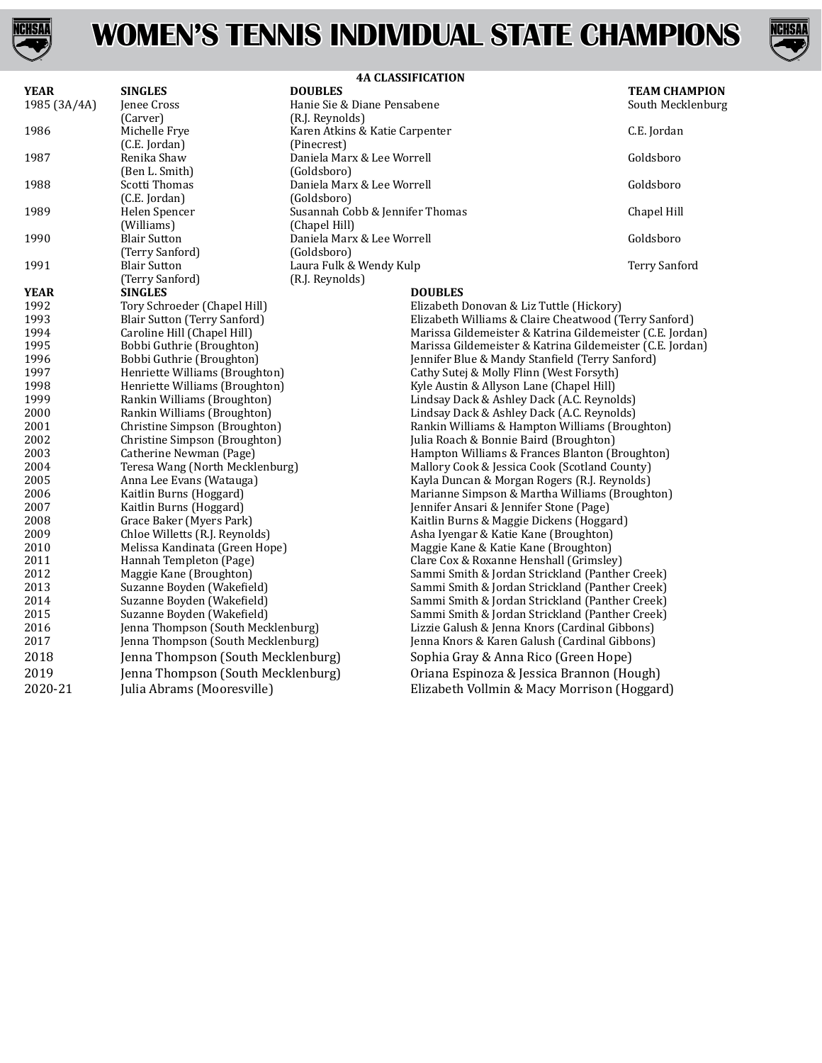# WOMEN'S TENNIS INDIVIDUAL STATE CHAMPIONS

## 4A CLASSIFICATION

| YEAR | SINGLES | DOUBLES | TEAM CHAMPION |
|---|---|---|---|
| 1985 (3A/4A) | Jenee Cross (Carver) | Hanie Sie & Diane Pensabene (R.J. Reynolds) | South Mecklenburg |
| 1986 | Michelle Frye (C.E. Jordan) | Karen Atkins & Katie Carpenter (Pinecrest) | C.E. Jordan |
| 1987 | Renika Shaw (Ben L. Smith) | Daniela Marx & Lee Worrell (Goldsboro) | Goldsboro |
| 1988 | Scotti Thomas (C.E. Jordan) | Daniela Marx & Lee Worrell (Goldsboro) | Goldsboro |
| 1989 | Helen Spencer (Williams) | Susannah Cobb & Jennifer Thomas (Chapel Hill) | Chapel Hill |
| 1990 | Blair Sutton (Terry Sanford) | Daniela Marx & Lee Worrell (Goldsboro) | Goldsboro |
| 1991 | Blair Sutton (Terry Sanford) | Laura Fulk & Wendy Kulp (R.J. Reynolds) | Terry Sanford |

| YEAR | SINGLES | DOUBLES |
|---|---|---|
| 1992 | Tory Schroeder (Chapel Hill) | Elizabeth Donovan & Liz Tuttle (Hickory) |
| 1993 | Blair Sutton (Terry Sanford) | Elizabeth Williams & Claire Cheatwood (Terry Sanford) |
| 1994 | Caroline Hill (Chapel Hill) | Marissa Gildemeister & Katrina Gildemeister (C.E. Jordan) |
| 1995 | Bobbi Guthrie (Broughton) | Marissa Gildemeister & Katrina Gildemeister (C.E. Jordan) |
| 1996 | Bobbi Guthrie (Broughton) | Jennifer Blue & Mandy Stanfield (Terry Sanford) |
| 1997 | Henriette Williams (Broughton) | Cathy Sutej & Molly Flinn (West Forsyth) |
| 1998 | Henriette Williams (Broughton) | Kyle Austin & Allyson Lane (Chapel Hill) |
| 1999 | Rankin Williams (Broughton) | Lindsay Dack & Ashley Dack (A.C. Reynolds) |
| 2000 | Rankin Williams (Broughton) | Lindsay Dack & Ashley Dack (A.C. Reynolds) |
| 2001 | Christine Simpson (Broughton) | Rankin Williams & Hampton Williams (Broughton) |
| 2002 | Christine Simpson (Broughton) | Julia Roach & Bonnie Baird (Broughton) |
| 2003 | Catherine Newman (Page) | Hampton Williams & Frances Blanton (Broughton) |
| 2004 | Teresa Wang (North Mecklenburg) | Mallory Cook & Jessica Cook (Scotland County) |
| 2005 | Anna Lee Evans (Watauga) | Kayla Duncan & Morgan Rogers (R.J. Reynolds) |
| 2006 | Kaitlin Burns (Hoggard) | Marianne Simpson & Martha Williams (Broughton) |
| 2007 | Kaitlin Burns (Hoggard) | Jennifer Ansari & Jennifer Stone (Page) |
| 2008 | Grace Baker (Myers Park) | Kaitlin Burns & Maggie Dickens (Hoggard) |
| 2009 | Chloe Willetts (R.J. Reynolds) | Asha Iyengar & Katie Kane (Broughton) |
| 2010 | Melissa Kandinata (Green Hope) | Maggie Kane & Katie Kane (Broughton) |
| 2011 | Hannah Templeton (Page) | Clare Cox & Roxanne Henshall (Grimsley) |
| 2012 | Maggie Kane (Broughton) | Sammi Smith & Jordan Strickland (Panther Creek) |
| 2013 | Suzanne Boyden (Wakefield) | Sammi Smith & Jordan Strickland (Panther Creek) |
| 2014 | Suzanne Boyden (Wakefield) | Sammi Smith & Jordan Strickland (Panther Creek) |
| 2015 | Suzanne Boyden (Wakefield) | Sammi Smith & Jordan Strickland (Panther Creek) |
| 2016 | Jenna Thompson (South Mecklenburg) | Lizzie Galush & Jenna Knors (Cardinal Gibbons) |
| 2017 | Jenna Thompson (South Mecklenburg) | Jenna Knors & Karen Galush (Cardinal Gibbons) |
| 2018 | Jenna Thompson (South Mecklenburg) | Sophia Gray & Anna Rico (Green Hope) |
| 2019 | Jenna Thompson (South Mecklenburg) | Oriana Espinoza & Jessica Brannon (Hough) |
| 2020-21 | Julia Abrams (Mooresville) | Elizabeth Vollmin & Macy Morrison (Hoggard) |